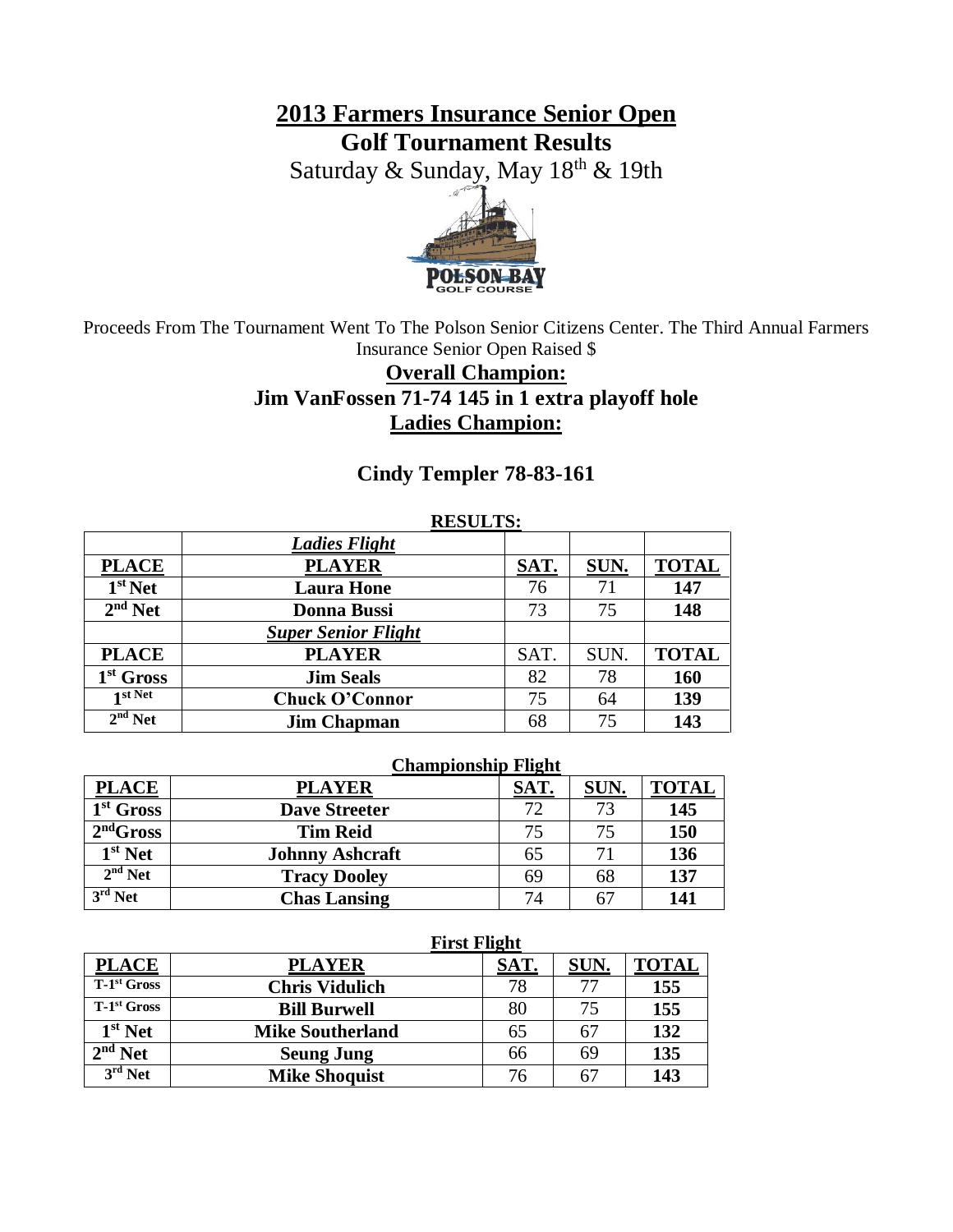# 2013 Farmers Insurance Senior Open

## Golf Tournament Results

Saturday & Sunday, May 18th & 19th

Proceeds From The Tournament Went To The Polson Senior Citizens Center. The Third Annual Farmers Insurance Senior Open Raised $

**Overall Champion:**

**Jim VanFossen 71-74 145 in 1 extra playoff hole**

**Ladies Champion:**

**Cindy Templer 78-83-161**

**RESULTS:**

| | *Ladies Flight* | | | |
|---|---|---|---|---|
| **PLACE** | **PLAYER** | **SAT.** | **SUN.** | **TOTAL** |
| **1st Net** | **Laura Hone** | 76 | 71 | **147** |
| **2nd Net** | **Donna Bussi** | 73 | 75 | **148** |
| | ***Super Senior Flight*** | | | |
| **PLACE** | **PLAYER** | SAT. | SUN. | **TOTAL** |
| **1st Gross** | **Jim Seals** | 82 | 78 | **160** |
| **1st Net** | **Chuck O'Connor** | 75 | 64 | **139** |
| **2nd Net** | **Jim Chapman** | 68 | 75 | **143** |

**Championship Flight**

| **PLACE** | **PLAYER** | **SAT.** | **SUN.** | **TOTAL** |
|---|---|---|---|---|
| **1st Gross** | **Dave Streeter** | 72 | 73 | **145** |
| **2ndGross** | **Tim Reid** | 75 | 75 | **150** |
| **1st Net** | **Johnny Ashcraft** | 65 | 71 | **136** |
| **2nd Net** | **Tracy Dooley** | 69 | 68 | **137** |
| **3rd Net** | **Chas Lansing** | 74 | 67 | **141** |

**First Flight**

| **PLACE** | **PLAYER** | **SAT.** | **SUN.** | **TOTAL** |
|---|---|---|---|---|
| **T-1st Gross** | **Chris Vidulich** | 78 | 77 | **155** |
| **T-1st Gross** | **Bill Burwell** | 80 | 75 | **155** |
| **1st Net** | **Mike Southerland** | 65 | 67 | **132** |
| **2nd Net** | **Seung Jung** | 66 | 69 | **135** |
| **3rd Net** | **Mike Shoquist** | 76 | 67 | **143** |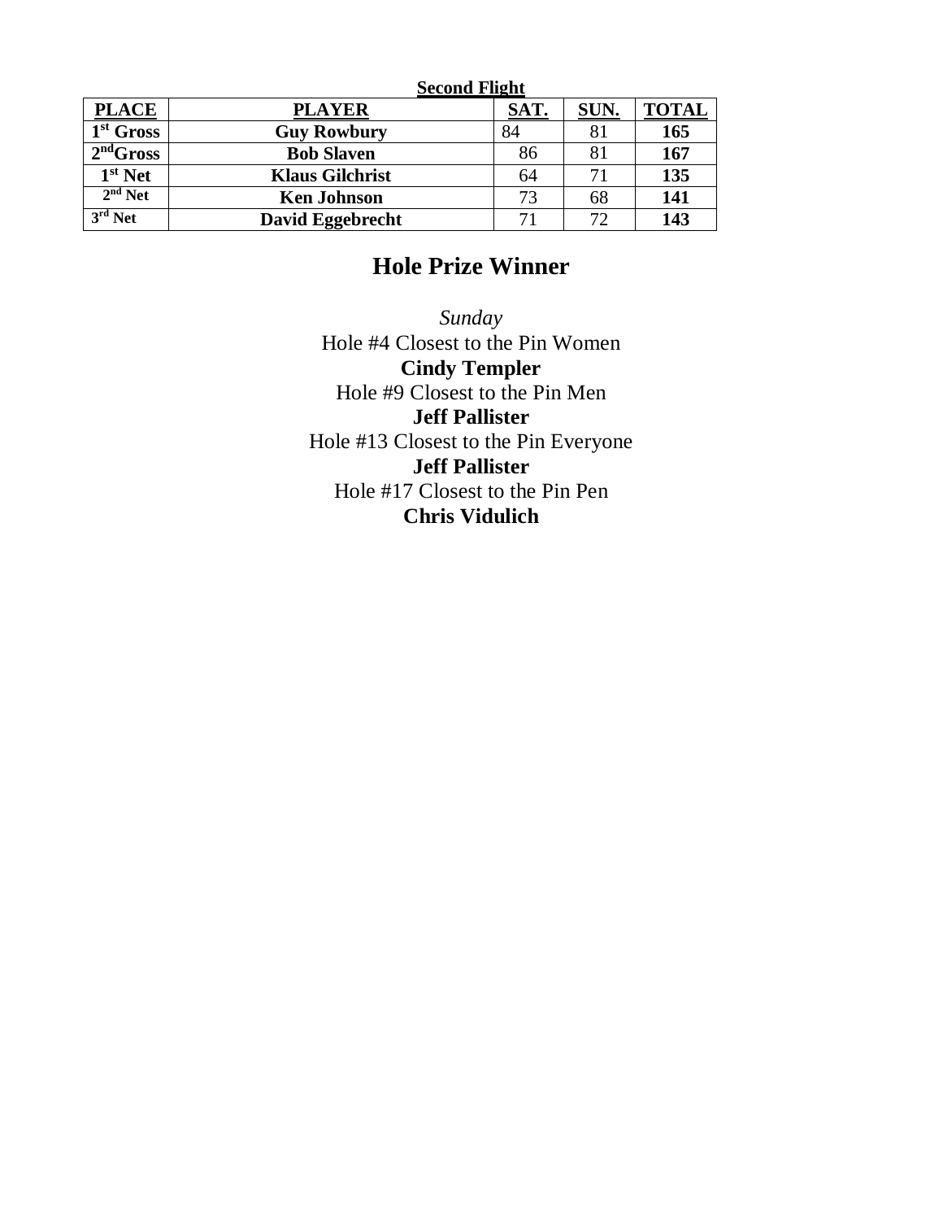**Second Flight**

| PLACE | PLAYER | SAT. | SUN. | TOTAL |
|---|---|---|---|---|
| 1st Gross | Guy Rowbury | 84 | 81 | 165 |
| 2nd Gross | Bob Slaven | 86 | 81 | 167 |
| 1st Net | Klaus Gilchrist | 64 | 71 | 135 |
| 2nd Net | Ken Johnson | 73 | 68 | 141 |
| 3rd Net | David Eggebrecht | 71 | 72 | 143 |

## Hole Prize Winner

*Sunday*

Hole #4 Closest to the Pin Women

**Cindy Templer**

Hole #9 Closest to the Pin Men

**Jeff Pallister**

Hole #13 Closest to the Pin Everyone

**Jeff Pallister**

Hole #17 Closest to the Pin Pen

**Chris Vidulich**